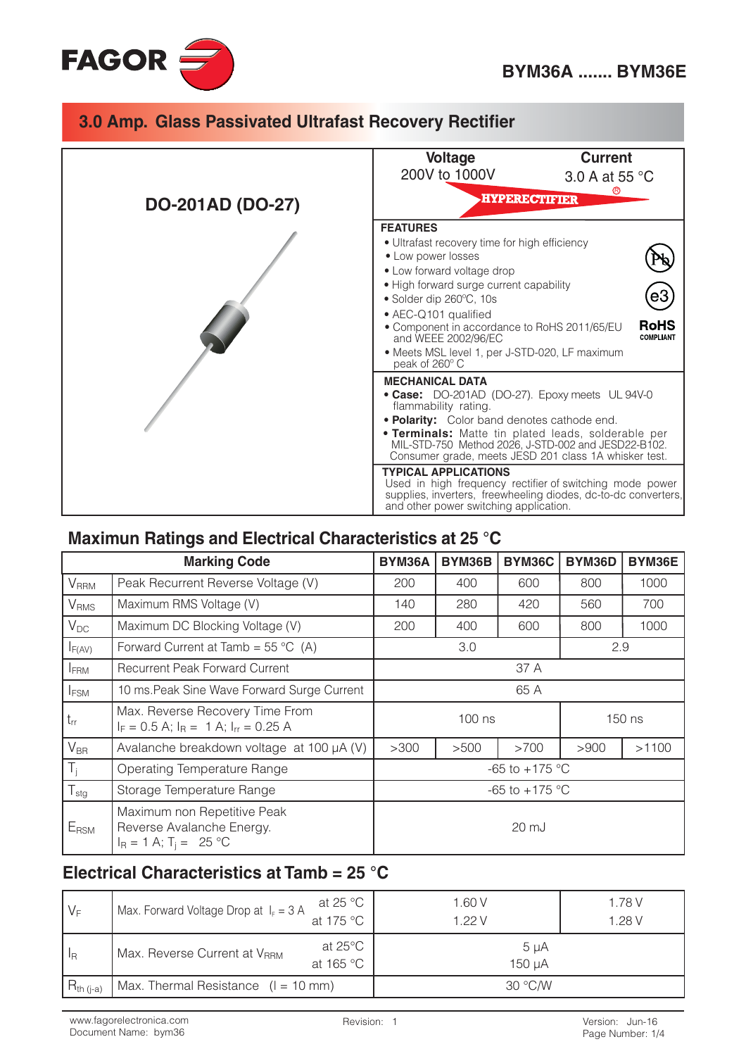FAGOR

# BYM36A ....... BYM36E

## 3.0 Amp. Glass Passivated Ultrafast Recovery Rectifier

**DO-201AD (DO-27)**

| **Voltage** | **Current** |
|---|---|
| 200V to 1000V | 3.0 A at 55 °C |

HYPERECTIFIER®

**FEATURES**

- Ultrafast recovery time for high efficiency
- Low power losses
- Low forward voltage drop
- High forward surge current capability
- Solder dip 260ºC, 10s
- AEC-Q101 qualified
- Component in accordance to RoHS 2011/65/EU and WEEE 2002/96/EC
- Meets MSL level 1, per J-STD-020, LF maximum peak of 260° C

RoHS COMPLIANT

**MECHANICAL DATA**

- **Case:** DO-201AD (DO-27). Epoxy meets UL 94V-0 flammability rating.
- **Polarity:** Color band denotes cathode end.
- **Terminals:** Matte tin plated leads, solderable per MIL-STD-750 Method 2026, J-STD-002 and JESD22-B102. Consumer grade, meets JESD 201 class 1A whisker test.

**TYPICAL APPLICATIONS**

Used in high frequency rectifier of switching mode power supplies, inverters, freewheeling diodes, dc-to-dc converters, and other power switching application.

## Maximun Ratings and Electrical Characteristics at 25 °C

| | Marking Code | BYM36A | BYM36B | BYM36C | BYM36D | BYM36E |
|---|---|---|---|---|---|---|
| $V_{RRM}$ | Peak Recurrent Reverse Voltage (V) | 200 | 400 | 600 | 800 | 1000 |
| $V_{RMS}$ | Maximum RMS Voltage (V) | 140 | 280 | 420 | 560 | 700 |
| $V_{DC}$ | Maximum DC Blocking Voltage (V) | 200 | 400 | 600 | 800 | 1000 |
| $I_{F(AV)}$ | Forward Current at Tamb = 55 °C (A) | 3.0 | | | 2.9 | |
| $I_{FRM}$ | Recurrent Peak Forward Current | 37 A | | | | |
| $I_{FSM}$ | 10 ms.Peak Sine Wave Forward Surge Current | 65 A | | | | |
| $t_{rr}$ | Max. Reverse Recovery Time From $I_F$ = 0.5 A; $I_R$ = 1 A; $I_{rr}$ = 0.25 A | 100 ns | | | 150 ns | |
| $V_{BR}$ | Avalanche breakdown voltage at 100 µA (V) | >300 | >500 | >700 | >900 | >1100 |
| $T_j$ | Operating Temperature Range | -65 to +175 °C | | | | |
| $T_{stg}$ | Storage Temperature Range | -65 to +175 °C | | | | |
| $E_{RSM}$ | Maximum non Repetitive Peak Reverse Avalanche Energy. $I_R$ = 1 A; $T_j$ = 25 °C | 20 mJ | | | | |

## Electrical Characteristics at Tamb = 25 °C

| | | | BYM36A – BYM36C | BYM36D – BYM36E |
|---|---|---|---|---|
| $V_F$ | Max. Forward Voltage Drop at $I_F$ = 3 A | at 25 °C | 1.60 V | 1.78 V |
| | | at 175 °C | 1.22 V | 1.28 V |
| $I_R$ | Max. Reverse Current at $V_{RRM}$ | at 25°C | 5 µA | |
| | | at 165 °C | 150 µA | |
| $R_{th\ (j-a)}$ | Max. Thermal Resistance (l = 10 mm) | | 30 °C/W | |

www.fagorelectronica.com
Document Name: bym36

Revision: 1

Version: Jun-16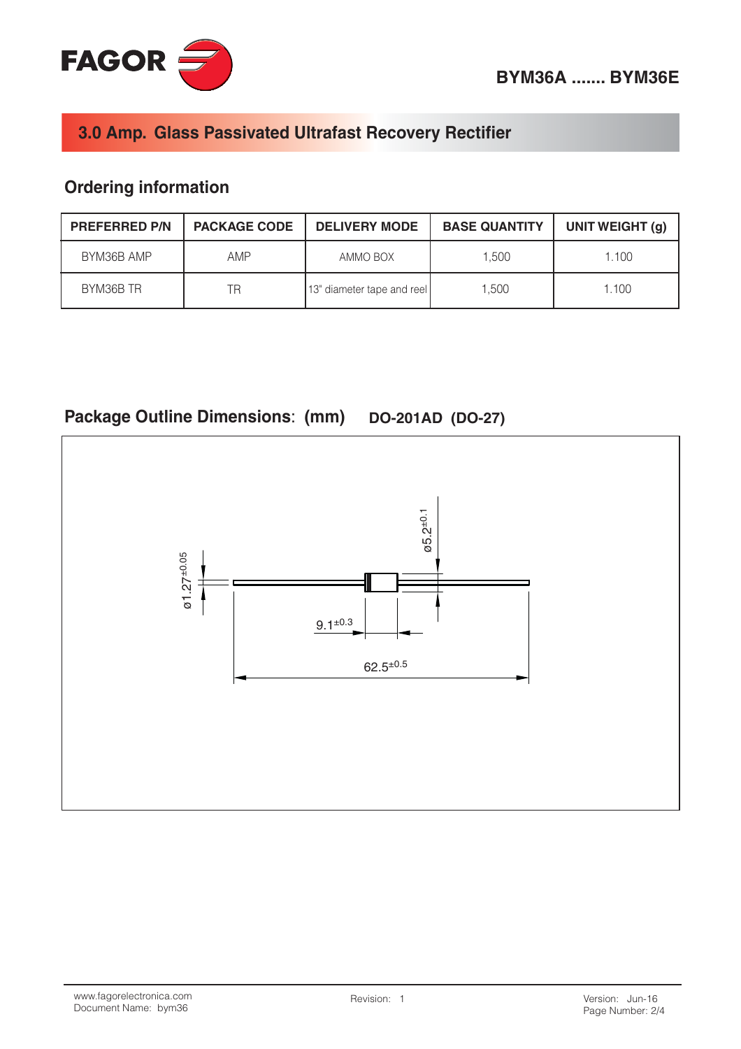# BYM36A ....... BYM36E

## 3.0 Amp. Glass Passivated Ultrafast Recovery Rectifier

### Ordering information

| PREFERRED P/N | PACKAGE CODE | DELIVERY MODE | BASE QUANTITY | UNIT WEIGHT (g) |
|---|---|---|---|---|
| BYM36B AMP | AMP | AMMO BOX | 1,500 | 1.100 |
| BYM36B TR | TR | 13" diameter tape and reel | 1,500 | 1.100 |

### Package Outline Dimensions: (mm) DO-201AD (DO-27)

ø1.27$^{\pm 0.05}$

ø5.2$^{\pm 0.1}$

9.1$^{\pm 0.3}$

62.5$^{\pm 0.5}$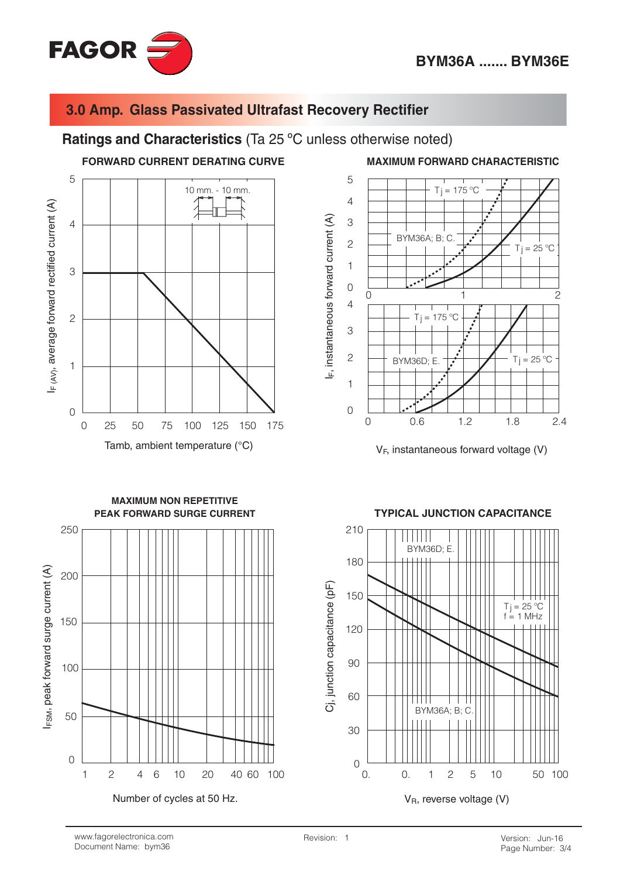## 3.0 Amp. Glass Passivated Ultrafast Recovery Rectifier

### Ratings and Characteristics (Ta 25 ºC unless otherwise noted)

**FORWARD CURRENT DERATING CURVE**

10 mm. - 10 mm.

$I_{F (AV)}$, average forward rectified current (A)

Tamb, ambient temperature (°C)

**MAXIMUM FORWARD CHARACTERISTIC**

BYM36A; B; C.

$T_j$ = 175 ºC

$T_j$ = 25 ºC

BYM36D; E.

$T_j$ = 175 ºC

$T_j$ = 25 ºC

$I_F$, instantaneous forward current (A)

$V_F$, instantaneous forward voltage (V)

**MAXIMUM NON REPETITIVE PEAK FORWARD SURGE CURRENT**

$I_{FSM}$, peak forward surge current (A)

Number of cycles at 50 Hz.

**TYPICAL JUNCTION CAPACITANCE**

BYM36D; E.

BYM36A; B; C.

$T_j$ = 25 ºC
f = 1 MHz

Cj, junction capacitance (pF)

$V_R$, reverse voltage (V)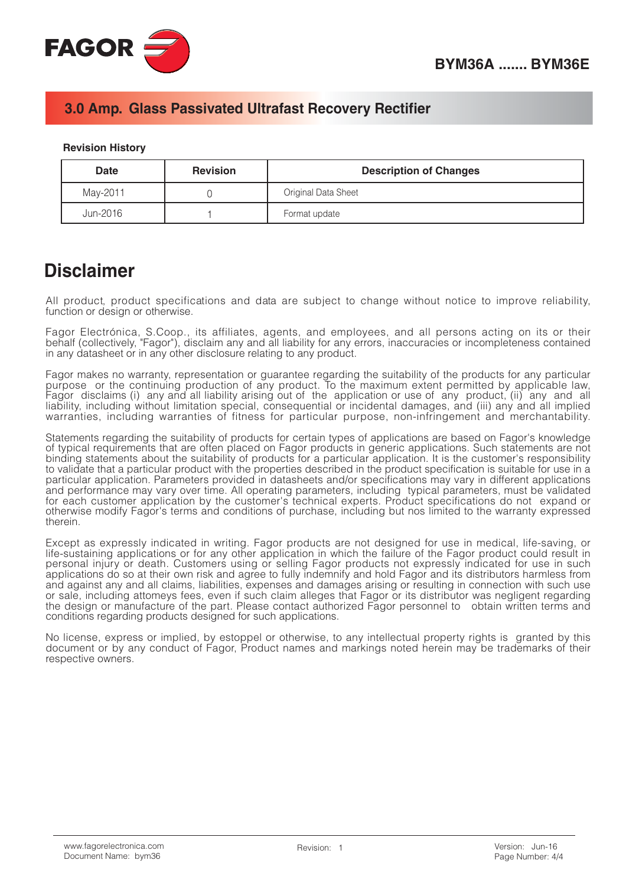## 3.0 Amp. Glass Passivated Ultrafast Recovery Rectifier

**Revision History**

| Date | Revision | Description of Changes |
|---|---|---|
| May-2011 | 0 | Original Data Sheet |
| Jun-2016 | 1 | Format update |

# Disclaimer

All product, product specifications and data are subject to change without notice to improve reliability, function or design or otherwise.

Fagor Electrónica, S.Coop., its affiliates, agents, and employees, and all persons acting on its or their behalf (collectively, "Fagor"), disclaim any and all liability for any errors, inaccuracies or incompleteness contained in any datasheet or in any other disclosure relating to any product.

Fagor makes no warranty, representation or guarantee regarding the suitability of the products for any particular purpose or the continuing production of any product. To the maximum extent permitted by applicable law, Fagor disclaims (i) any and all liability arising out of the application or use of any product, (ii) any and all liability, including without limitation special, consequential or incidental damages, and (iii) any and all implied warranties, including warranties of fitness for particular purpose, non-infringement and merchantability.

Statements regarding the suitability of products for certain types of applications are based on Fagor's knowledge of typical requirements that are often placed on Fagor products in generic applications. Such statements are not binding statements about the suitability of products for a particular application. It is the customer's responsibility to validate that a particular product with the properties described in the product specification is suitable for use in a particular application. Parameters provided in datasheets and/or specifications may vary in different applications and performance may vary over time. All operating parameters, including typical parameters, must be validated for each customer application by the customer's technical experts. Product specifications do not expand or otherwise modify Fagor's terms and conditions of purchase, including but nos limited to the warranty expressed therein.

Except as expressly indicated in writing. Fagor products are not designed for use in medical, life-saving, or life-sustaining applications or for any other application in which the failure of the Fagor product could result in personal injury or death. Customers using or selling Fagor products not expressly indicated for use in such applications do so at their own risk and agree to fully indemnify and hold Fagor and its distributors harmless from and against any and all claims, liabilities, expenses and damages arising or resulting in connection with such use or sale, including attomeys fees, even if such claim alleges that Fagor or its distributor was negligent regarding the design or manufacture of the part. Please contact authorized Fagor personnel to obtain written terms and conditions regarding products designed for such applications.

No license, express or implied, by estoppel or otherwise, to any intellectual property rights is granted by this document or by any conduct of Fagor, Product names and markings noted herein may be trademarks of their respective owners.